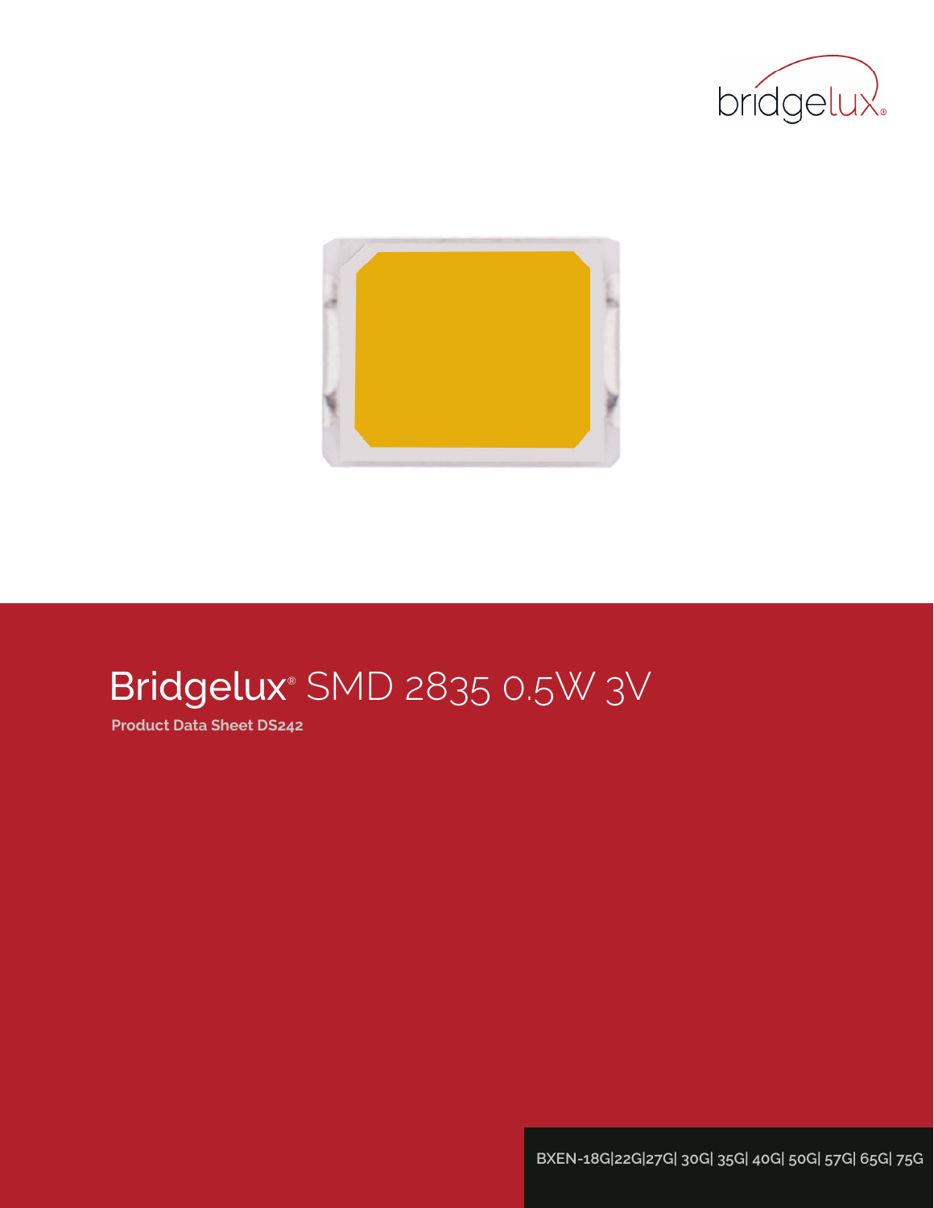# Bridgelux® SMD 2835 0.5W 3V

**Product Data Sheet DS242**

BXEN-18G|22G|27G| 30G| 35G| 40G| 50G| 57G| 65G| 75G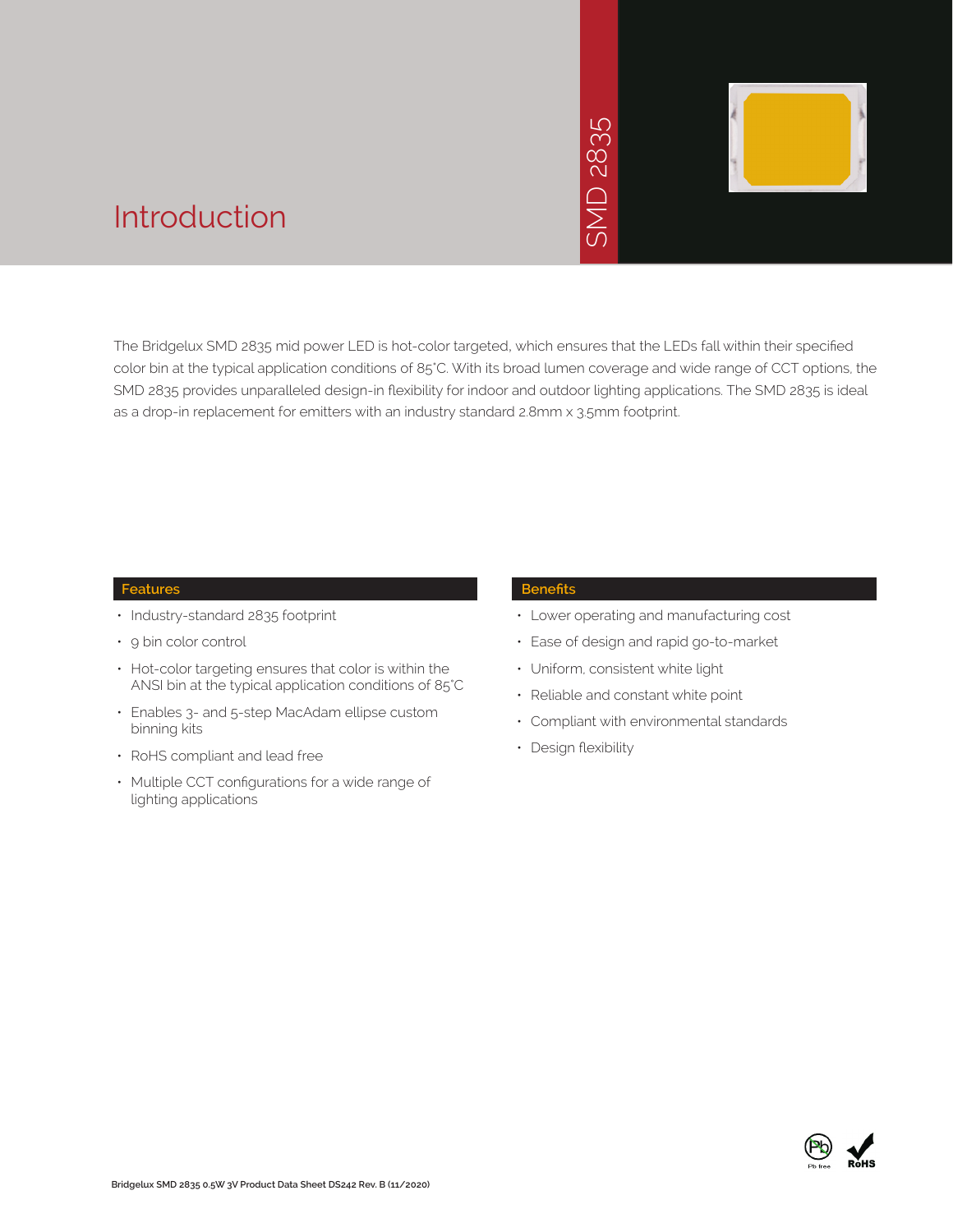# Introduction

SMD 2835

The Bridgelux SMD 2835 mid power LED is hot-color targeted, which ensures that the LEDs fall within their specified color bin at the typical application conditions of 85°C. With its broad lumen coverage and wide range of CCT options, the SMD 2835 provides unparalleled design-in flexibility for indoor and outdoor lighting applications. The SMD 2835 is ideal as a drop-in replacement for emitters with an industry standard 2.8mm x 3.5mm footprint.

## Features

- Industry-standard 2835 footprint
- 9 bin color control
- Hot-color targeting ensures that color is within the ANSI bin at the typical application conditions of 85°C
- Enables 3- and 5-step MacAdam ellipse custom binning kits
- RoHS compliant and lead free
- Multiple CCT configurations for a wide range of lighting applications

## Benefits

- Lower operating and manufacturing cost
- Ease of design and rapid go-to-market
- Uniform, consistent white light
- Reliable and constant white point
- Compliant with environmental standards
- Design flexibility

Pb free RoHS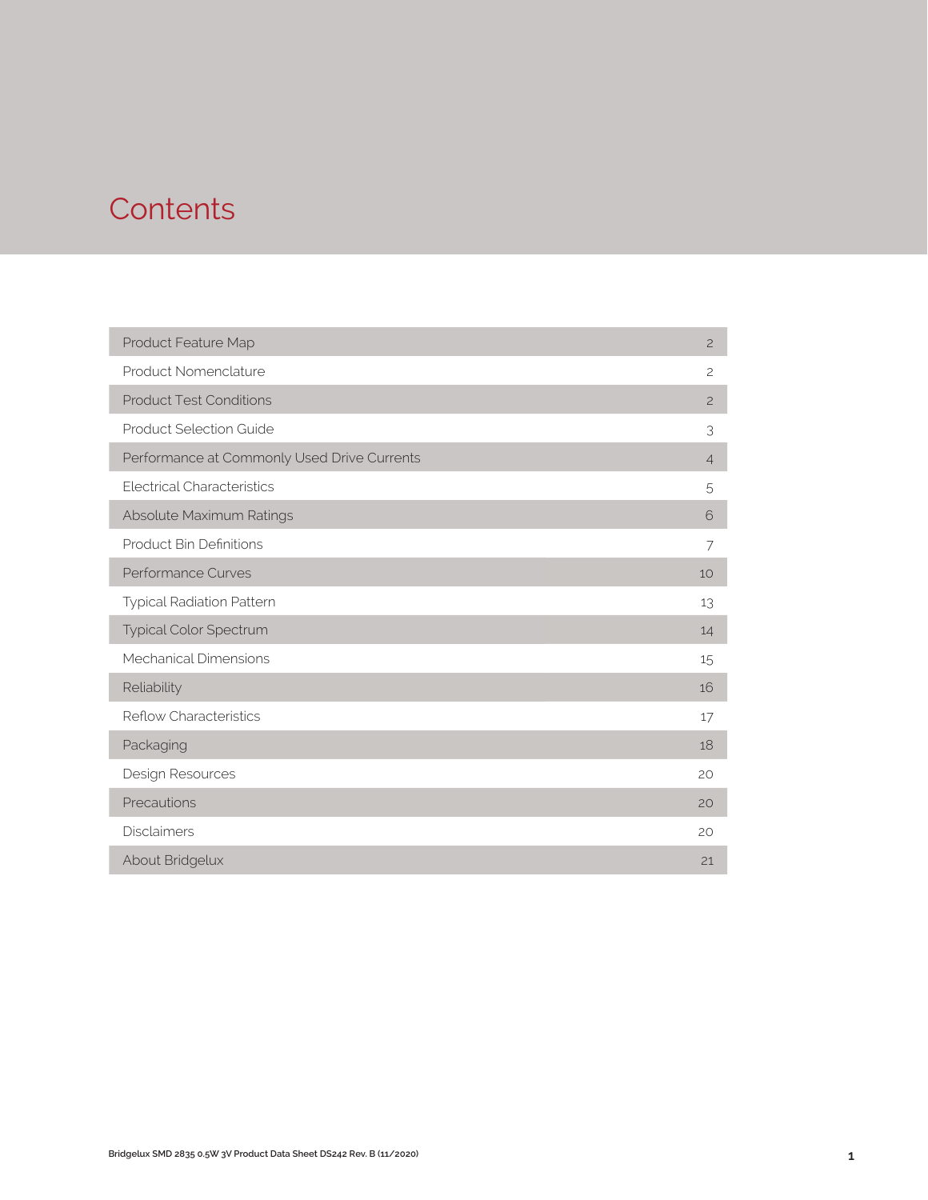# Contents

| Section | Page |
|---|---|
| Product Feature Map | 2 |
| Product Nomenclature | 2 |
| Product Test Conditions | 2 |
| Product Selection Guide | 3 |
| Performance at Commonly Used Drive Currents | 4 |
| Electrical Characteristics | 5 |
| Absolute Maximum Ratings | 6 |
| Product Bin Definitions | 7 |
| Performance Curves | 10 |
| Typical Radiation Pattern | 13 |
| Typical Color Spectrum | 14 |
| Mechanical Dimensions | 15 |
| Reliability | 16 |
| Reflow Characteristics | 17 |
| Packaging | 18 |
| Design Resources | 20 |
| Precautions | 20 |
| Disclaimers | 20 |
| About Bridgelux | 21 |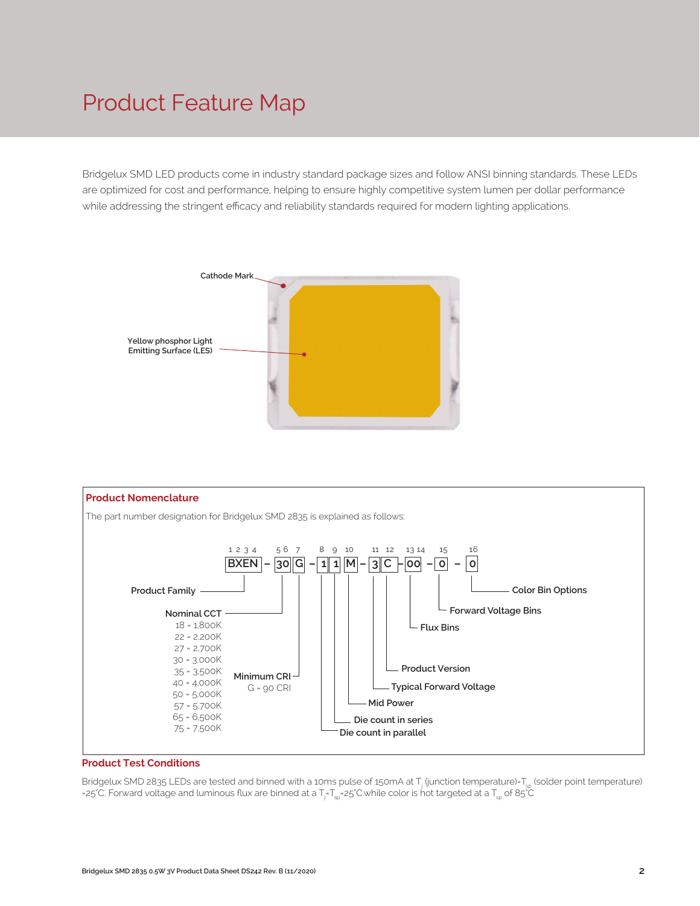# Product Feature Map

Bridgelux SMD LED products come in industry standard package sizes and follow ANSI binning standards. These LEDs are optimized for cost and performance, helping to ensure highly competitive system lumen per dollar performance while addressing the stringent efficacy and reliability standards required for modern lighting applications.

Cathode Mark

Yellow phosphor Light Emitting Surface (LES)

## Product Nomenclature

The part number designation for Bridgelux SMD 2835 is explained as follows:

| Position | Code | Description |
|---|---|---|
| 1 2 3 4 | BXEN | Product Family |
| 5 6 | 30 | Nominal CCT |
| 7 | G | Minimum CRI |
| 8 | 1 | Die count in parallel |
| 9 | 1 | Die count in series |
| 10 | M | Mid Power |
| 11 | 3 | Typical Forward Voltage |
| 12 | C | Product Version |
| 13 14 | 00 | Flux Bins |
| 15 | 0 | Forward Voltage Bins |
| 16 | 0 | Color Bin Options |

BXEN – 30 G – 1 1 M – 3 C – 00 – 0 – 0

Nominal CCT
- 18 = 1,800K
- 22 = 2,200K
- 27 = 2,700K
- 30 = 3,000K
- 35 = 3,500K
- 40 = 4,000K
- 50 = 5,000K
- 57 = 5,700K
- 65 = 6,500K
- 75 = 7,500K

Minimum CRI
- G = 90 CRI

## Product Test Conditions

Bridgelux SMD 2835 LEDs are tested and binned with a 10ms pulse of 150mA at $T_j$ (junction temperature)=$T_{sp}$ (solder point temperature) =25°C. Forward voltage and luminous flux are binned at a $T_j$=$T_{sp}$=25°C.while color is hot targeted at a $T_{sp}$ of 85°C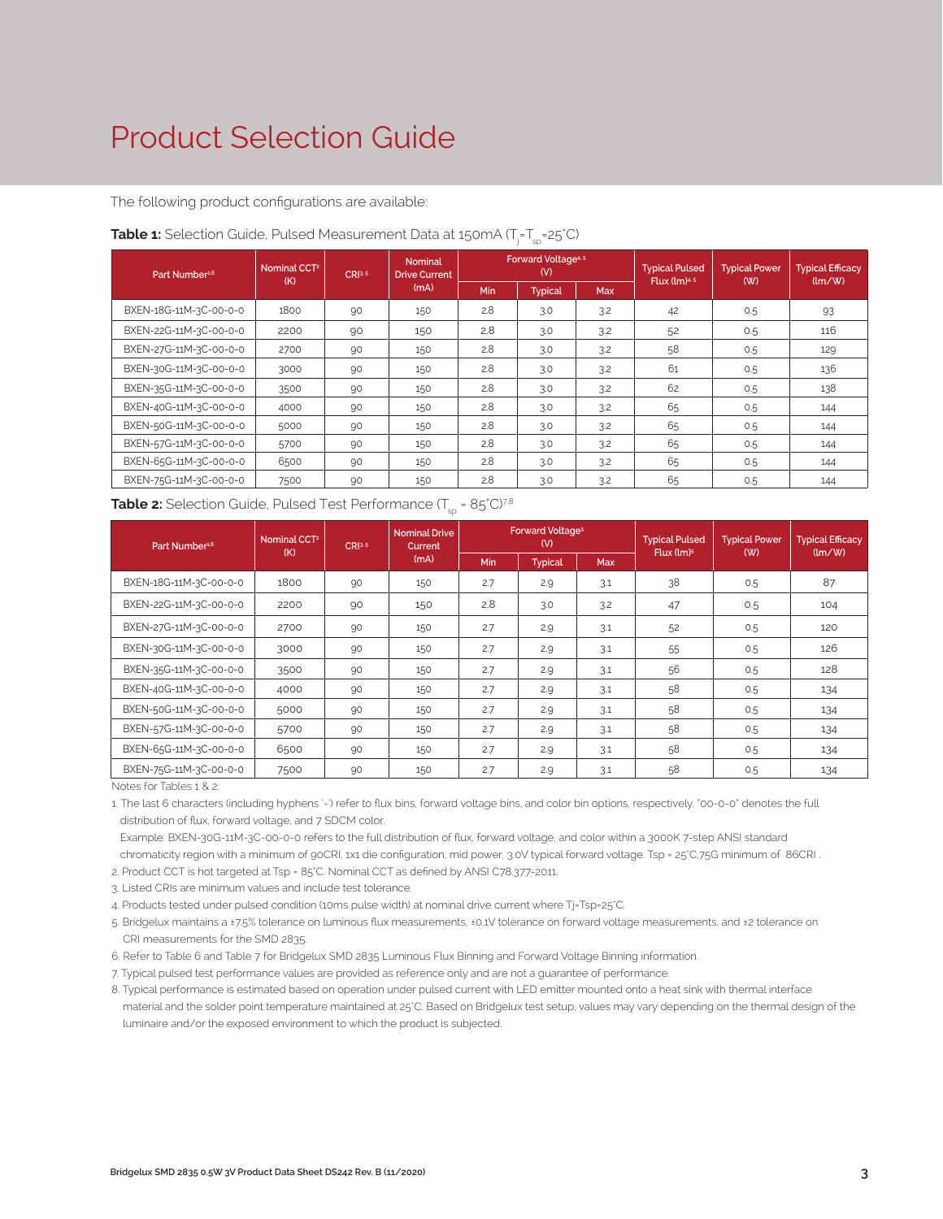# Product Selection Guide

The following product configurations are available:

**Table 1:** Selection Guide, Pulsed Measurement Data at 150mA ($T_j$=$T_{sp}$=25°C)

| Part Number[1,6] | Nominal CCT[2] (K) | CRI[3,5] | Nominal Drive Current (mA) | Forward Voltage[4,5] (V) | | | Typical Pulsed Flux (lm)[4,5] | Typical Power (W) | Typical Efficacy (lm/W) |
|---|---|---|---|---|---|---|---|---|---|
| | | | | Min | Typical | Max | | | |
| BXEN-18G-11M-3C-00-0-0 | 1800 | 90 | 150 | 2.8 | 3.0 | 3.2 | 42 | 0.5 | 93 |
| BXEN-22G-11M-3C-00-0-0 | 2200 | 90 | 150 | 2.8 | 3.0 | 3.2 | 52 | 0.5 | 116 |
| BXEN-27G-11M-3C-00-0-0 | 2700 | 90 | 150 | 2.8 | 3.0 | 3.2 | 58 | 0.5 | 129 |
| BXEN-30G-11M-3C-00-0-0 | 3000 | 90 | 150 | 2.8 | 3.0 | 3.2 | 61 | 0.5 | 136 |
| BXEN-35G-11M-3C-00-0-0 | 3500 | 90 | 150 | 2.8 | 3.0 | 3.2 | 62 | 0.5 | 138 |
| BXEN-40G-11M-3C-00-0-0 | 4000 | 90 | 150 | 2.8 | 3.0 | 3.2 | 65 | 0.5 | 144 |
| BXEN-50G-11M-3C-00-0-0 | 5000 | 90 | 150 | 2.8 | 3.0 | 3.2 | 65 | 0.5 | 144 |
| BXEN-57G-11M-3C-00-0-0 | 5700 | 90 | 150 | 2.8 | 3.0 | 3.2 | 65 | 0.5 | 144 |
| BXEN-65G-11M-3C-00-0-0 | 6500 | 90 | 150 | 2.8 | 3.0 | 3.2 | 65 | 0.5 | 144 |
| BXEN-75G-11M-3C-00-0-0 | 7500 | 90 | 150 | 2.8 | 3.0 | 3.2 | 65 | 0.5 | 144 |

**Table 2:** Selection Guide, Pulsed Test Performance ($T_{sp}$ = 85°C)[7,8]

| Part Number[1,6] | Nominal CCT[2] (K) | CRI[3,5] | Nominal Drive Current (mA) | Forward Voltage[5] (V) | | | Typical Pulsed Flux (lm)[5] | Typical Power (W) | Typical Efficacy (lm/W) |
|---|---|---|---|---|---|---|---|---|---|
| | | | | Min | Typical | Max | | | |
| BXEN-18G-11M-3C-00-0-0 | 1800 | 90 | 150 | 2.7 | 2.9 | 3.1 | 38 | 0.5 | 87 |
| BXEN-22G-11M-3C-00-0-0 | 2200 | 90 | 150 | 2.8 | 3.0 | 3.2 | 47 | 0.5 | 104 |
| BXEN-27G-11M-3C-00-0-0 | 2700 | 90 | 150 | 2.7 | 2.9 | 3.1 | 52 | 0.5 | 120 |
| BXEN-30G-11M-3C-00-0-0 | 3000 | 90 | 150 | 2.7 | 2.9 | 3.1 | 55 | 0.5 | 126 |
| BXEN-35G-11M-3C-00-0-0 | 3500 | 90 | 150 | 2.7 | 2.9 | 3.1 | 56 | 0.5 | 128 |
| BXEN-40G-11M-3C-00-0-0 | 4000 | 90 | 150 | 2.7 | 2.9 | 3.1 | 58 | 0.5 | 134 |
| BXEN-50G-11M-3C-00-0-0 | 5000 | 90 | 150 | 2.7 | 2.9 | 3.1 | 58 | 0.5 | 134 |
| BXEN-57G-11M-3C-00-0-0 | 5700 | 90 | 150 | 2.7 | 2.9 | 3.1 | 58 | 0.5 | 134 |
| BXEN-65G-11M-3C-00-0-0 | 6500 | 90 | 150 | 2.7 | 2.9 | 3.1 | 58 | 0.5 | 134 |
| BXEN-75G-11M-3C-00-0-0 | 7500 | 90 | 150 | 2.7 | 2.9 | 3.1 | 58 | 0.5 | 134 |

Notes for Tables 1 & 2:

1. The last 6 characters (including hyphens '-') refer to flux bins, forward voltage bins, and color bin options, respectively. "00-0-0" denotes the full distribution of flux, forward voltage, and 7 SDCM color.
   Example: BXEN-30G-11M-3C-00-0-0 refers to the full distribution of flux, forward voltage, and color within a 3000K 7-step ANSI standard chromaticity region with a minimum of 90CRI, 1x1 die configuration, mid power, 3.0V typical forward voltage. Tsp = 25°C,75G minimum of 86CRI .
2. Product CCT is hot targeted at Tsp = 85°C. Nominal CCT as defined by ANSI C78.377-2011.
3. Listed CRIs are minimum values and include test tolerance.
4. Products tested under pulsed condition (10ms pulse width) at nominal drive current where Tj=Tsp=25°C.
5. Bridgelux maintains a ±7.5% tolerance on luminous flux measurements, ±0.1V tolerance on forward voltage measurements, and ±2 tolerance on CRI measurements for the SMD 2835.
6. Refer to Table 6 and Table 7 for Bridgelux SMD 2835 Luminous Flux Binning and Forward Voltage Binning information.
7. Typical pulsed test performance values are provided as reference only and are not a guarantee of performance.
8. Typical performance is estimated based on operation under pulsed current with LED emitter mounted onto a heat sink with thermal interface material and the solder point temperature maintained at 25°C. Based on Bridgelux test setup, values may vary depending on the thermal design of the luminaire and/or the exposed environment to which the product is subjected.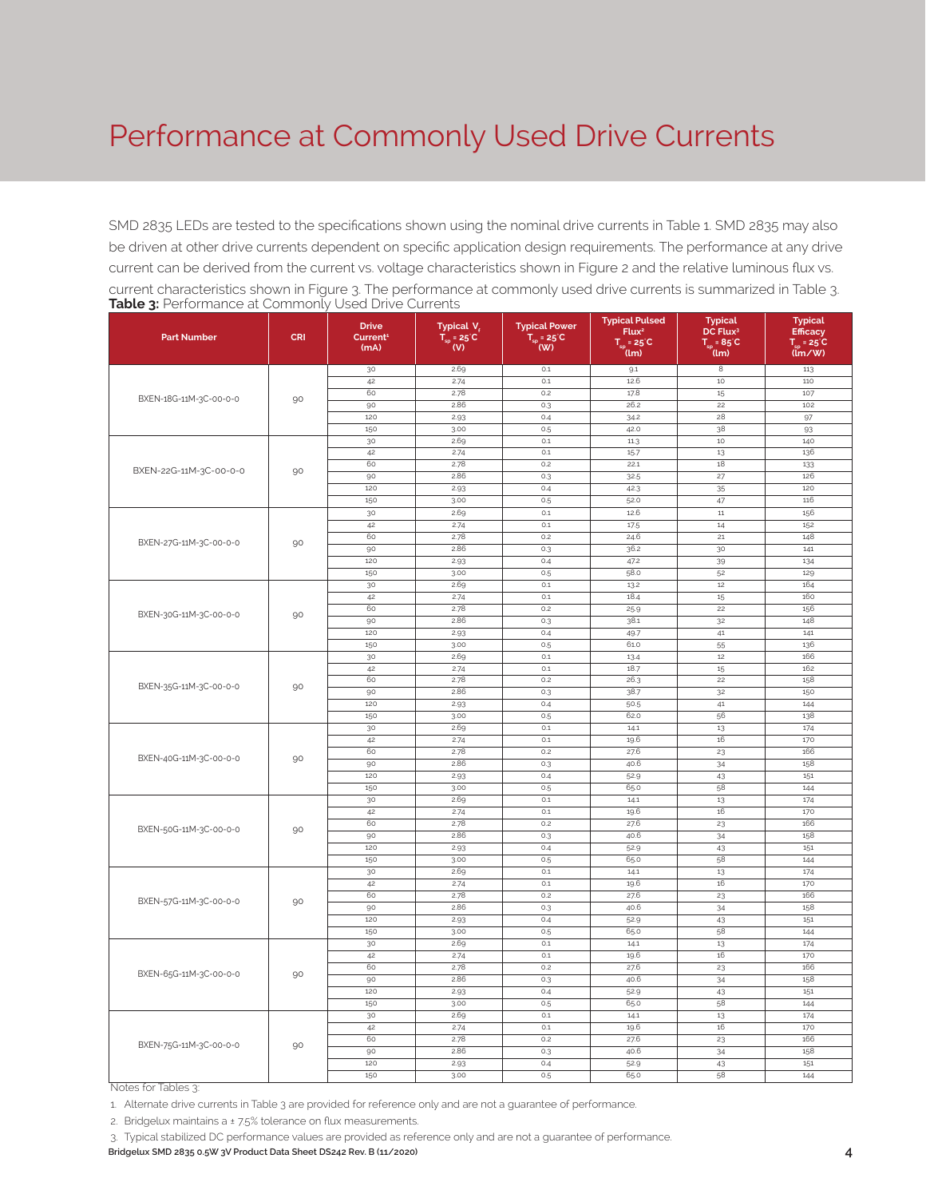# Performance at Commonly Used Drive Currents

SMD 2835 LEDs are tested to the specifications shown using the nominal drive currents in Table 1. SMD 2835 may also be driven at other drive currents dependent on specific application design requirements. The performance at any drive current can be derived from the current vs. voltage characteristics shown in Figure 2 and the relative luminous flux vs. current characteristics shown in Figure 3. The performance at commonly used drive currents is summarized in Table 3.

**Table 3:** Performance at Commonly Used Drive Currents

| Part Number | CRI | Drive Current[1] (mA) | Typical $V_f$ $T_{sp}$ = 25°C (V) | Typical Power $T_{sp}$ = 25°C (W) | Typical Pulsed Flux[2] $T_{sp}$ = 25°C (lm) | Typical DC Flux[3] $T_{sp}$ = 85°C (lm) | Typical Efficacy $T_{sp}$ = 25°C (lm/W) |
|---|---|---|---|---|---|---|---|
| BXEN-18G-11M-3C-00-0-0 | 90 | 30 | 2.69 | 0.1 | 9.1 | 8 | 113 |
| | | 42 | 2.74 | 0.1 | 12.6 | 10 | 110 |
| | | 60 | 2.78 | 0.2 | 17.8 | 15 | 107 |
| | | 90 | 2.86 | 0.3 | 26.2 | 22 | 102 |
| | | 120 | 2.93 | 0.4 | 34.2 | 28 | 97 |
| | | 150 | 3.00 | 0.5 | 42.0 | 38 | 93 |
| BXEN-22G-11M-3C-00-0-0 | 90 | 30 | 2.69 | 0.1 | 11.3 | 10 | 140 |
| | | 42 | 2.74 | 0.1 | 15.7 | 13 | 136 |
| | | 60 | 2.78 | 0.2 | 22.1 | 18 | 133 |
| | | 90 | 2.86 | 0.3 | 32.5 | 27 | 126 |
| | | 120 | 2.93 | 0.4 | 42.3 | 35 | 120 |
| | | 150 | 3.00 | 0.5 | 52.0 | 47 | 116 |
| BXEN-27G-11M-3C-00-0-0 | 90 | 30 | 2.69 | 0.1 | 12.6 | 11 | 156 |
| | | 42 | 2.74 | 0.1 | 17.5 | 14 | 152 |
| | | 60 | 2.78 | 0.2 | 24.6 | 21 | 148 |
| | | 90 | 2.86 | 0.3 | 36.2 | 30 | 141 |
| | | 120 | 2.93 | 0.4 | 47.2 | 39 | 134 |
| | | 150 | 3.00 | 0.5 | 58.0 | 52 | 129 |
| BXEN-30G-11M-3C-00-0-0 | 90 | 30 | 2.69 | 0.1 | 13.2 | 12 | 164 |
| | | 42 | 2.74 | 0.1 | 18.4 | 15 | 160 |
| | | 60 | 2.78 | 0.2 | 25.9 | 22 | 156 |
| | | 90 | 2.86 | 0.3 | 38.1 | 32 | 148 |
| | | 120 | 2.93 | 0.4 | 49.7 | 41 | 141 |
| | | 150 | 3.00 | 0.5 | 61.0 | 55 | 136 |
| BXEN-35G-11M-3C-00-0-0 | 90 | 30 | 2.69 | 0.1 | 13.4 | 12 | 166 |
| | | 42 | 2.74 | 0.1 | 18.7 | 15 | 162 |
| | | 60 | 2.78 | 0.2 | 26.3 | 22 | 158 |
| | | 90 | 2.86 | 0.3 | 38.7 | 32 | 150 |
| | | 120 | 2.93 | 0.4 | 50.5 | 41 | 144 |
| | | 150 | 3.00 | 0.5 | 62.0 | 56 | 138 |
| BXEN-40G-11M-3C-00-0-0 | 90 | 30 | 2.69 | 0.1 | 14.1 | 13 | 174 |
| | | 42 | 2.74 | 0.1 | 19.6 | 16 | 170 |
| | | 60 | 2.78 | 0.2 | 27.6 | 23 | 166 |
| | | 90 | 2.86 | 0.3 | 40.6 | 34 | 158 |
| | | 120 | 2.93 | 0.4 | 52.9 | 43 | 151 |
| | | 150 | 3.00 | 0.5 | 65.0 | 58 | 144 |
| BXEN-50G-11M-3C-00-0-0 | 90 | 30 | 2.69 | 0.1 | 14.1 | 13 | 174 |
| | | 42 | 2.74 | 0.1 | 19.6 | 16 | 170 |
| | | 60 | 2.78 | 0.2 | 27.6 | 23 | 166 |
| | | 90 | 2.86 | 0.3 | 40.6 | 34 | 158 |
| | | 120 | 2.93 | 0.4 | 52.9 | 43 | 151 |
| | | 150 | 3.00 | 0.5 | 65.0 | 58 | 144 |
| BXEN-57G-11M-3C-00-0-0 | 90 | 30 | 2.69 | 0.1 | 14.1 | 13 | 174 |
| | | 42 | 2.74 | 0.1 | 19.6 | 16 | 170 |
| | | 60 | 2.78 | 0.2 | 27.6 | 23 | 166 |
| | | 90 | 2.86 | 0.3 | 40.6 | 34 | 158 |
| | | 120 | 2.93 | 0.4 | 52.9 | 43 | 151 |
| | | 150 | 3.00 | 0.5 | 65.0 | 58 | 144 |
| BXEN-65G-11M-3C-00-0-0 | 90 | 30 | 2.69 | 0.1 | 14.1 | 13 | 174 |
| | | 42 | 2.74 | 0.1 | 19.6 | 16 | 170 |
| | | 60 | 2.78 | 0.2 | 27.6 | 23 | 166 |
| | | 90 | 2.86 | 0.3 | 40.6 | 34 | 158 |
| | | 120 | 2.93 | 0.4 | 52.9 | 43 | 151 |
| | | 150 | 3.00 | 0.5 | 65.0 | 58 | 144 |
| BXEN-75G-11M-3C-00-0-0 | 90 | 30 | 2.69 | 0.1 | 14.1 | 13 | 174 |
| | | 42 | 2.74 | 0.1 | 19.6 | 16 | 170 |
| | | 60 | 2.78 | 0.2 | 27.6 | 23 | 166 |
| | | 90 | 2.86 | 0.3 | 40.6 | 34 | 158 |
| | | 120 | 2.93 | 0.4 | 52.9 | 43 | 151 |
| | | 150 | 3.00 | 0.5 | 65.0 | 58 | 144 |

Notes for Tables 3:

1. Alternate drive currents in Table 3 are provided for reference only and are not a guarantee of performance.
2. Bridgelux maintains a ± 7.5% tolerance on flux measurements.
3. Typical stabilized DC performance values are provided as reference only and are not a guarantee of performance.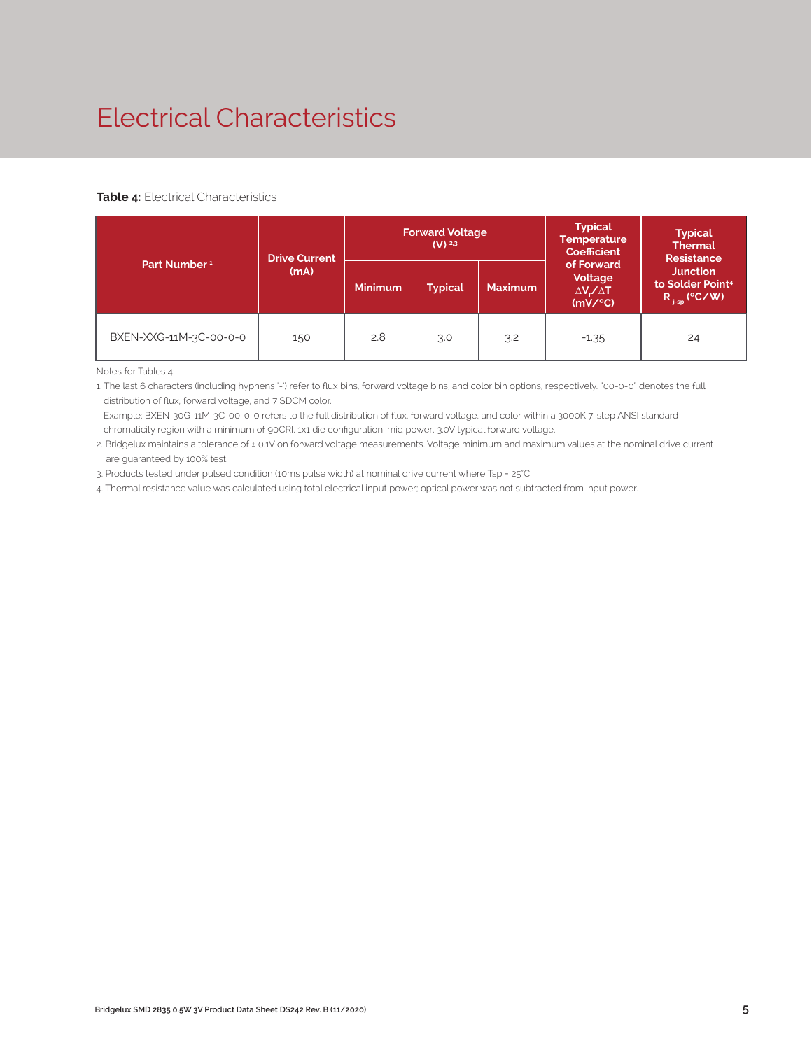# Electrical Characteristics

**Table 4:** Electrical Characteristics

| Part Number [1] | Drive Current (mA) | Forward Voltage (V) [2,3] | | | Typical Temperature Coefficient of Forward Voltage $\Delta V_f/\Delta T$ (mV/°C) | Typical Thermal Resistance Junction to Solder Point[4] $R_{j\text{-}sp}$ (°C/W) |
|---|---|---|---|---|---|---|
| | | Minimum | Typical | Maximum | | |
| BXEN-XXG-11M-3C-00-0-0 | 150 | 2.8 | 3.0 | 3.2 | -1.35 | 24 |

Notes for Tables 4:

1. The last 6 characters (including hyphens '-') refer to flux bins, forward voltage bins, and color bin options, respectively. "00-0-0" denotes the full distribution of flux, forward voltage, and 7 SDCM color.
   Example: BXEN-30G-11M-3C-00-0-0 refers to the full distribution of flux, forward voltage, and color within a 3000K 7-step ANSI standard chromaticity region with a minimum of 90CRI, 1x1 die configuration, mid power, 3.0V typical forward voltage.
2. Bridgelux maintains a tolerance of ± 0.1V on forward voltage measurements. Voltage minimum and maximum values at the nominal drive current are guaranteed by 100% test.
3. Products tested under pulsed condition (10ms pulse width) at nominal drive current where Tsp = 25°C.
4. Thermal resistance value was calculated using total electrical input power; optical power was not subtracted from input power.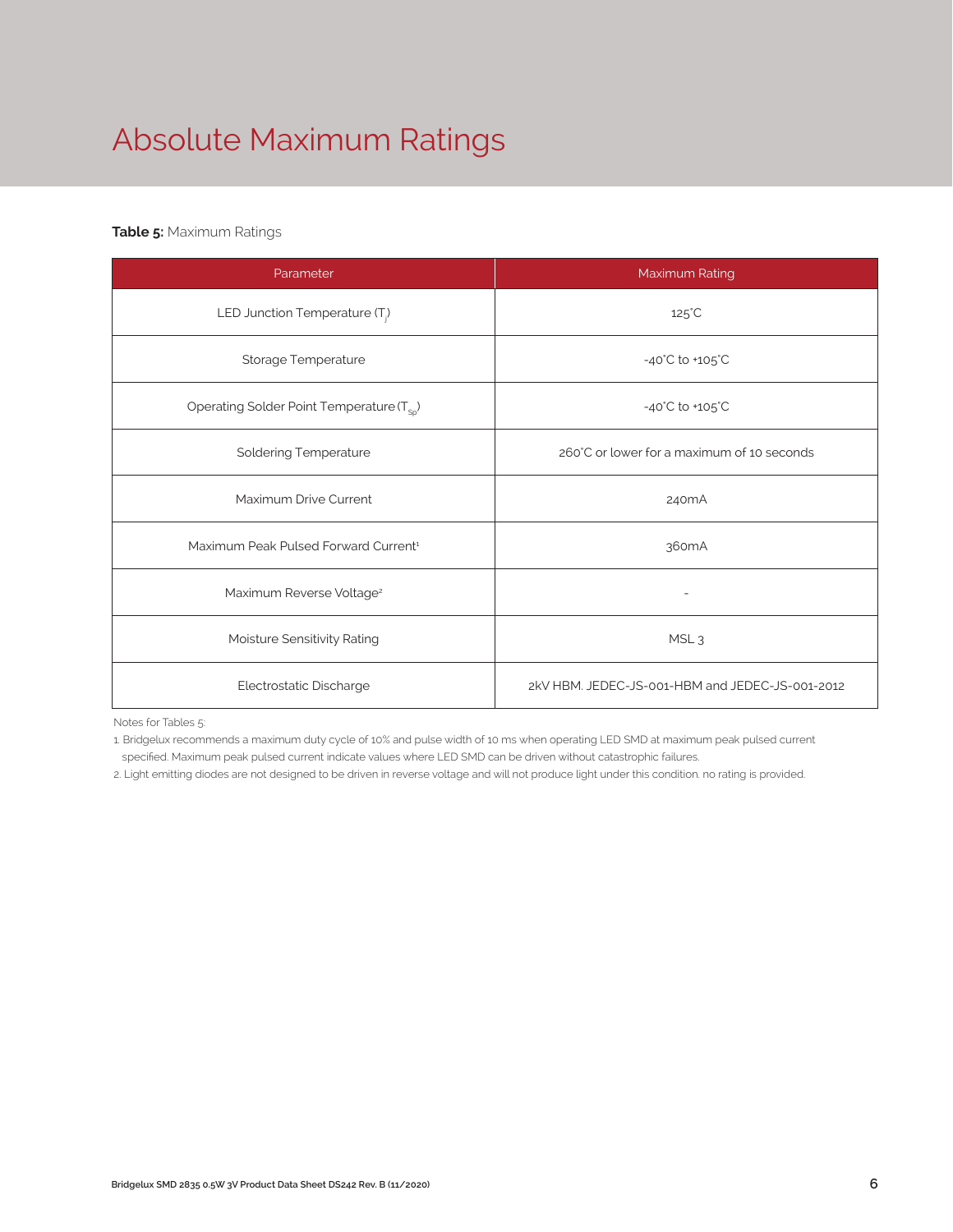# Absolute Maximum Ratings

**Table 5:** Maximum Ratings

| Parameter | Maximum Rating |
|---|---|
| LED Junction Temperature ($T_j$) | 125°C |
| Storage Temperature | -40°C to +105°C |
| Operating Solder Point Temperature ($T_{Sp}$) | -40°C to +105°C |
| Soldering Temperature | 260°C or lower for a maximum of 10 seconds |
| Maximum Drive Current | 240mA |
| Maximum Peak Pulsed Forward Current[1] | 360mA |
| Maximum Reverse Voltage[2] | - |
| Moisture Sensitivity Rating | MSL 3 |
| Electrostatic Discharge | 2kV HBM. JEDEC-JS-001-HBM and JEDEC-JS-001-2012 |

Notes for Tables 5:

1. Bridgelux recommends a maximum duty cycle of 10% and pulse width of 10 ms when operating LED SMD at maximum peak pulsed current specified. Maximum peak pulsed current indicate values where LED SMD can be driven without catastrophic failures.
2. Light emitting diodes are not designed to be driven in reverse voltage and will not produce light under this condition. no rating is provided.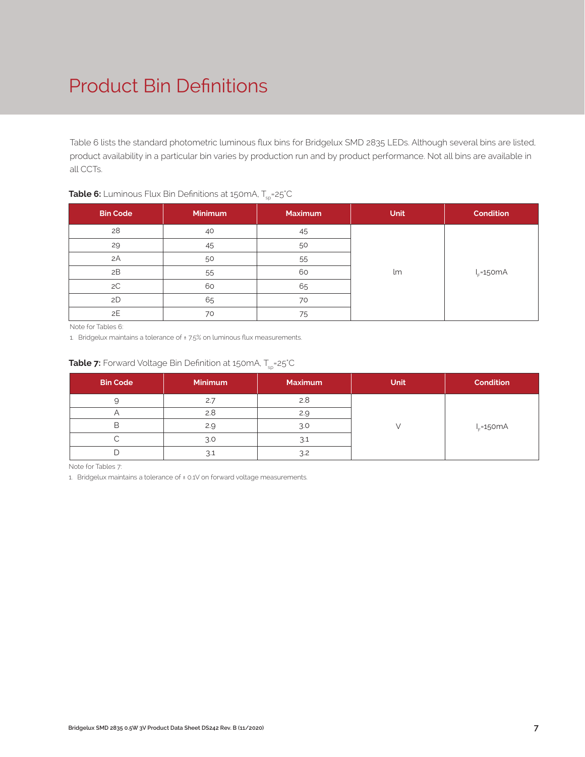# Product Bin Definitions

Table 6 lists the standard photometric luminous flux bins for Bridgelux SMD 2835 LEDs. Although several bins are listed, product availability in a particular bin varies by production run and by product performance. Not all bins are available in all CCTs.

**Table 6:** Luminous Flux Bin Definitions at 150mA, $T_{sp}$=25°C

| Bin Code | Minimum | Maximum | Unit | Condition |
|---|---|---|---|---|
| 28 | 40 | 45 | lm | $I_F$=150mA |
| 29 | 45 | 50 | | |
| 2A | 50 | 55 | | |
| 2B | 55 | 60 | | |
| 2C | 60 | 65 | | |
| 2D | 65 | 70 | | |
| 2E | 70 | 75 | | |

Note for Tables 6:

1. Bridgelux maintains a tolerance of ± 7.5% on luminous flux measurements.

**Table 7:** Forward Voltage Bin Definition at 150mA, $T_{sp}$=25°C

| Bin Code | Minimum | Maximum | Unit | Condition |
|---|---|---|---|---|
| 9 | 2.7 | 2.8 | V | $I_F$=150mA |
| A | 2.8 | 2.9 | | |
| B | 2.9 | 3.0 | | |
| C | 3.0 | 3.1 | | |
| D | 3.1 | 3.2 | | |

Note for Tables 7:

1. Bridgelux maintains a tolerance of ± 0.1V on forward voltage measurements.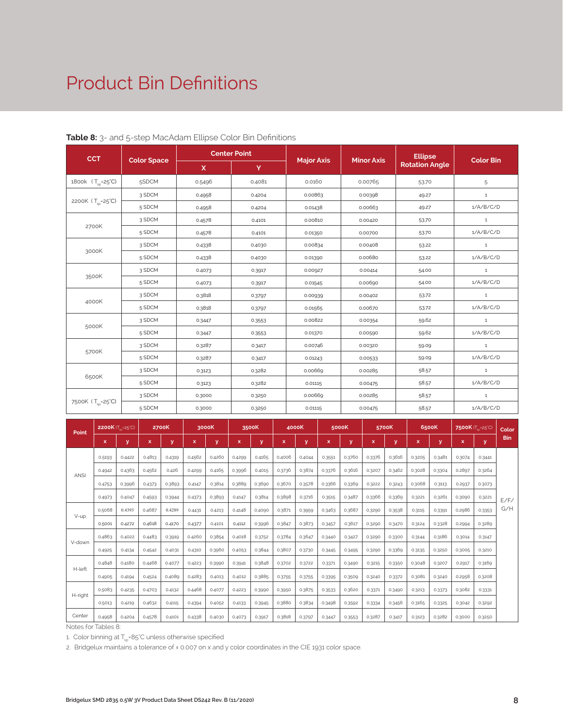# Product Bin Definitions

**Table 8:** 3- and 5-step MacAdam Ellipse Color Bin Definitions

| CCT | Color Space | Center Point | | Major Axis | Minor Axis | Ellipse Rotation Angle | Color Bin |
|---|---|---|---|---|---|---|---|
| | | X | Y | | | | |
| 1800k ($T_{sp}$=25°C) | 5SDCM | 0.5496 | 0.4081 | 0.0160 | 0.00765 | 53.70 | 5 |
| 2200K ($T_{sp}$=25°C) | 3 SDCM | 0.4958 | 0.4204 | 0.00863 | 0.00398 | 49.27 | 1 |
| | 5 SDCM | 0.4958 | 0.4204 | 0.01438 | 0.00663 | 49.27 | 1/A/B/C/D |
| 2700K | 3 SDCM | 0.4578 | 0.4101 | 0.00810 | 0.00420 | 53.70 | 1 |
| | 5 SDCM | 0.4578 | 0.4101 | 0.01350 | 0.00700 | 53.70 | 1/A/B/C/D |
| 3000K | 3 SDCM | 0.4338 | 0.4030 | 0.00834 | 0.00408 | 53.22 | 1 |
| | 5 SDCM | 0.4338 | 0.4030 | 0.01390 | 0.00680 | 53.22 | 1/A/B/C/D |
| 3500K | 3 SDCM | 0.4073 | 0.3917 | 0.00927 | 0.00414 | 54.00 | 1 |
| | 5 SDCM | 0.4073 | 0.3917 | 0.01545 | 0.00690 | 54.00 | 1/A/B/C/D |
| 4000K | 3 SDCM | 0.3818 | 0.3797 | 0.00939 | 0.00402 | 53.72 | 1 |
| | 5 SDCM | 0.3818 | 0.3797 | 0.01565 | 0.00670 | 53.72 | 1/A/B/C/D |
| 5000K | 3 SDCM | 0.3447 | 0.3553 | 0.00822 | 0.00354 | 59.62 | 1 |
| | 5 SDCM | 0.3447 | 0.3553 | 0.01370 | 0.00590 | 59.62 | 1/A/B/C/D |
| 5700K | 3 SDCM | 0.3287 | 0.3417 | 0.00746 | 0.00320 | 59.09 | 1 |
| | 5 SDCM | 0.3287 | 0.3417 | 0.01243 | 0.00533 | 59.09 | 1/A/B/C/D |
| 6500K | 3 SDCM | 0.3123 | 0.3282 | 0.00669 | 0.00285 | 58.57 | 1 |
| | 5 SDCM | 0.3123 | 0.3282 | 0.01115 | 0.00475 | 58.57 | 1/A/B/C/D |
| 7500K ($T_{sp}$=25°C) | 3 SDCM | 0.3000 | 0.3250 | 0.00669 | 0.00285 | 58.57 | 1 |
| | 5 SDCM | 0.3000 | 0.3250 | 0.01115 | 0.00475 | 58.57 | 1/A/B/C/D |

| Point | 2200K ($T_{sp}$=25°C) | | 2700K | | 3000K | | 3500K | | 4000K | | 5000K | | 5700K | | 6500K | | 7500K ($T_{sp}$=25°C) | | Color Bin |
|---|---|---|---|---|---|---|---|---|---|---|---|---|---|---|---|---|---|---|---|
| | x | y | x | y | x | y | x | y | x | y | x | y | x | y | x | y | x | y | |
| ANSI | 0.5193 | 0.4422 | 0.4813 | 0.4319 | 0.4562 | 0.4260 | 0.4299 | 0.4165 | 0.4006 | 0.4044 | 0.3551 | 0.3760 | 0.3376 | 0.3616 | 0.3205 | 0.3481 | 0.3074 | 0.3441 | E/F/G/H |
| | 0.4942 | 0.4363 | 0.4562 | 0.426 | 0.4299 | 0.4165 | 0.3996 | 0.4015 | 0.3736 | 0.3874 | 0.3376 | 0.3616 | 0.3207 | 0.3462 | 0.3028 | 0.3304 | 0.2897 | 0.3264 | |
| | 0.4753 | 0.3996 | 0.4373 | 0.3893 | 0.4147 | 0.3814 | 0.3889 | 0.3690 | 0.3670 | 0.3578 | 0.3366 | 0.3369 | 0.3222 | 0.3243 | 0.3068 | 0.3113 | 0.2937 | 0.3073 | |
| | 0.4973 | 0.4047 | 0.4593 | 0.3944 | 0.4373 | 0.3893 | 0.4147 | 0.3814 | 0.3898 | 0.3716 | 0.3515 | 0.3487 | 0.3366 | 0.3369 | 0.3221 | 0.3261 | 0.3090 | 0.3221 | |
| V-up | 0.5068 | 0.4393 | 0.4687 | 0.4289 | 0.4431 | 0.4213 | 0.4148 | 0.4090 | 0.3871 | 0.3959 | 0.3463 | 0.3687 | 0.3290 | 0.3538 | 0.3115 | 0.3391 | 0.2986 | 0.3353 | |
| | 0.5001 | 0.4272 | 0.4618 | 0.4170 | 0.4377 | 0.4101 | 0.4112 | 0.3996 | 0.3847 | 0.3873 | 0.3457 | 0.3617 | 0.3290 | 0.3470 | 0.3124 | 0.3328 | 0.2994 | 0.3289 | |
| V-down | 0.4863 | 0.4022 | 0.4483 | 0.3919 | 0.4260 | 0.3854 | 0.4018 | 0.3752 | 0.3784 | 0.3647 | 0.3440 | 0.3427 | 0.3290 | 0.3300 | 0.3144 | 0.3186 | 0.3014 | 0.3147 | |
| | 0.4925 | 0.4134 | 0.4542 | 0.4031 | 0.4310 | 0.3960 | 0.4053 | 0.3844 | 0.3807 | 0.3730 | 0.3445 | 0.3495 | 0.3290 | 0.3369 | 0.3135 | 0.3250 | 0.3005 | 0.3210 | |
| H-left | 0.4848 | 0.4180 | 0.4468 | 0.4077 | 0.4223 | 0.3990 | 0.3941 | 0.3848 | 0.3702 | 0.3722 | 0.3371 | 0.3490 | 0.3215 | 0.3350 | 0.3048 | 0.3207 | 0.2917 | 0.3169 | |
| | 0.4905 | 0.4194 | 0.4524 | 0.4089 | 0.4283 | 0.4013 | 0.4012 | 0.3885 | 0.3755 | 0.3755 | 0.3395 | 0.3509 | 0.3240 | 0.3372 | 0.3081 | 0.3240 | 0.2958 | 0.3208 | |
| H-right | 0.5083 | 0.4235 | 0.4703 | 0.4132 | 0.4468 | 0.4077 | 0.4223 | 0.3990 | 0.3950 | 0.3875 | 0.3533 | 0.3620 | 0.3371 | 0.3490 | 0.3213 | 0.3373 | 0.3082 | 0.3331 | |
| | 0.5013 | 0.4219 | 0.4632 | 0.4115 | 0.4394 | 0.4052 | 0.4133 | 0.3945 | 0.3880 | 0.3834 | 0.3498 | 0.3592 | 0.3334 | 0.3456 | 0.3165 | 0.3325 | 0.3042 | 0.3292 | |
| Center | 0.4958 | 0.4204 | 0.4578 | 0.4101 | 0.4338 | 0.4030 | 0.4073 | 0.3917 | 0.3818 | 0.3797 | 0.3447 | 0.3553 | 0.3287 | 0.3417 | 0.3123 | 0.3282 | 0.3000 | 0.3250 | |

Notes for Tables 8:

1. Color binning at $T_{sp}$=85°C unless otherwise specified
2. Bridgelux maintains a tolerance of ± 0.007 on x and y color coordinates in the CIE 1931 color space.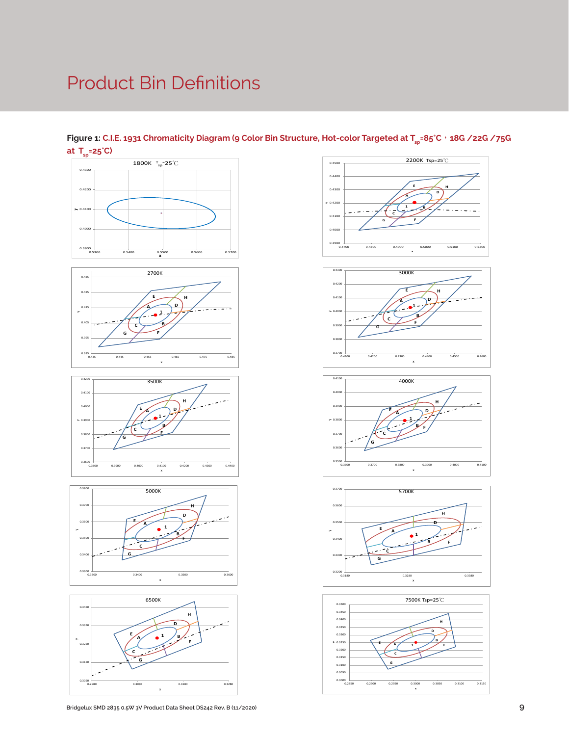# Product Bin Definitions

**Figure 1:** C.I.E. 1931 Chromaticity Diagram (9 Color Bin Structure, Hot-color Targeted at $T_{sp}$=85°C，18G /22G /75G at $T_{sp}$=25°C)

Bridgelux SMD 2835 0.5W 3V Product Data Sheet DS242 Rev. B (11/2020)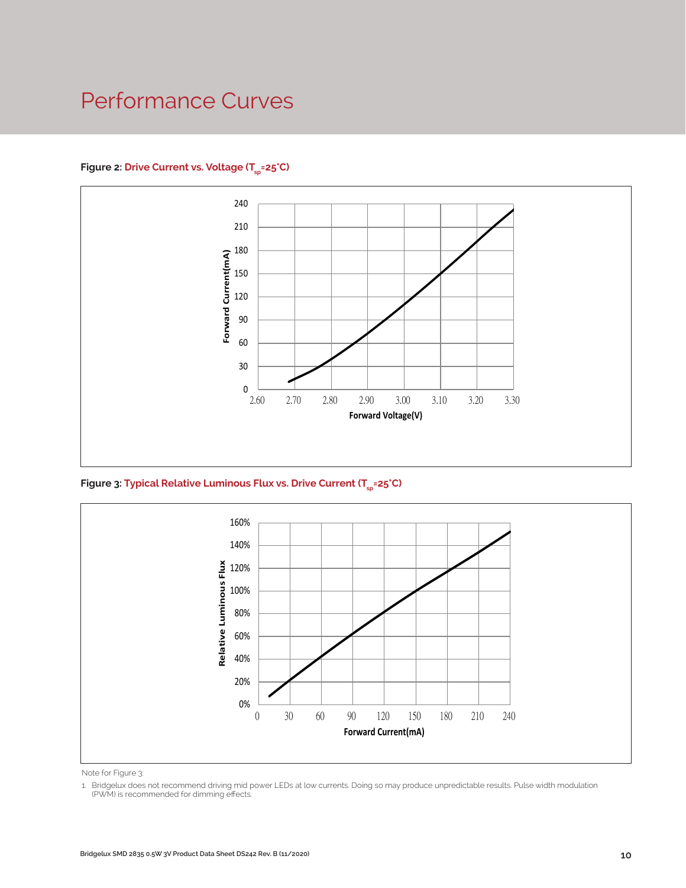# Performance Curves

**Figure 2:** Drive Current vs. Voltage ($T_{sp}$=25°C)

**Figure 3:** Typical Relative Luminous Flux vs. Drive Current ($T_{sp}$=25°C)

Note for Figure 3:

1. Bridgelux does not recommend driving mid power LEDs at low currents. Doing so may produce unpredictable results. Pulse width modulation (PWM) is recommended for dimming effects.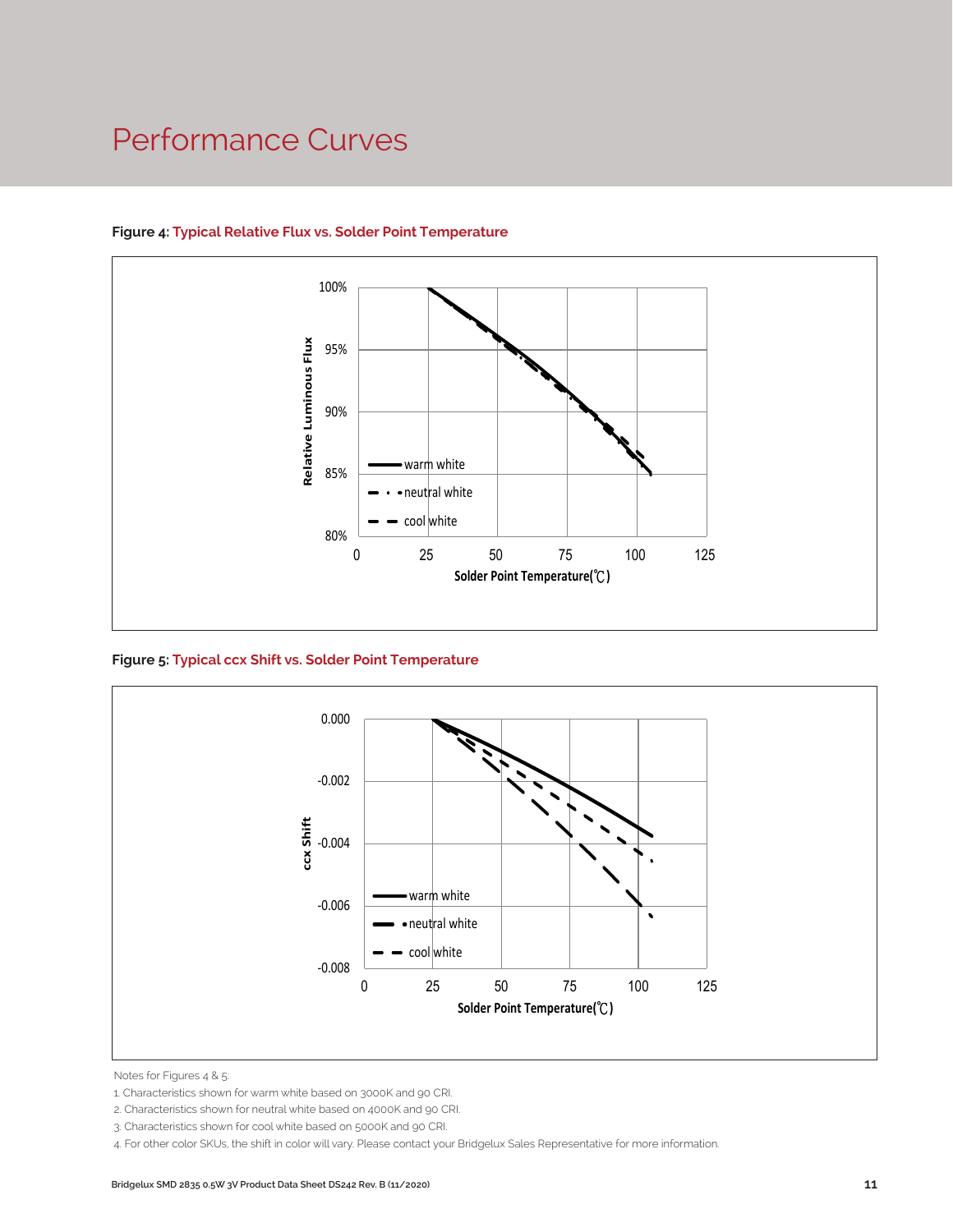# Performance Curves

**Figure 4: Typical Relative Flux vs. Solder Point Temperature**

**Figure 5: Typical ccx Shift vs. Solder Point Temperature**

Notes for Figures 4 & 5:

1. Characteristics shown for warm white based on 3000K and 90 CRI.
2. Characteristics shown for neutral white based on 4000K and 90 CRI.
3. Characteristics shown for cool white based on 5000K and 90 CRI.
4. For other color SKUs, the shift in color will vary. Please contact your Bridgelux Sales Representative for more information.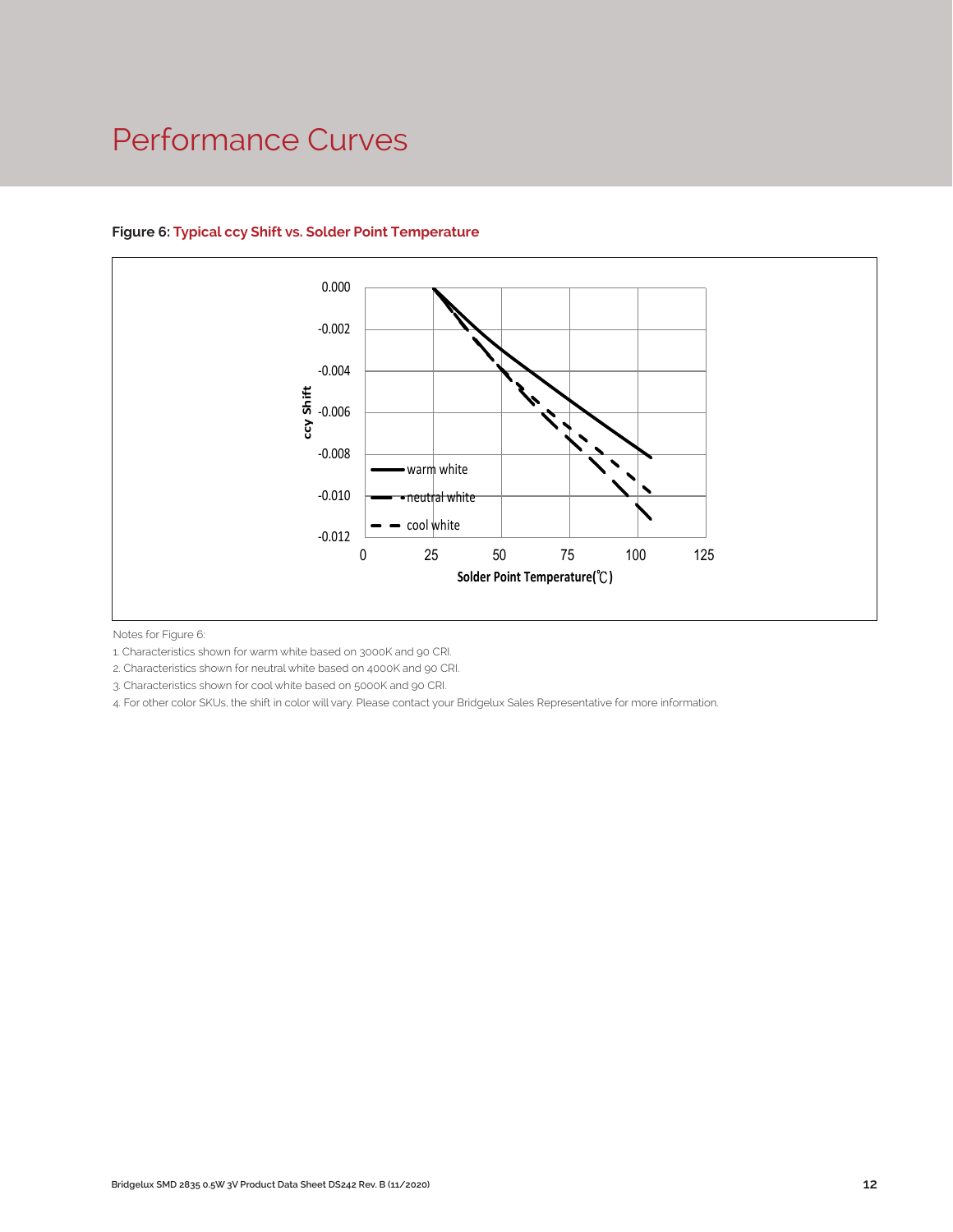# Performance Curves

**Figure 6: Typical ccy Shift vs. Solder Point Temperature**

Notes for Figure 6:

1. Characteristics shown for warm white based on 3000K and 90 CRI.
2. Characteristics shown for neutral white based on 4000K and 90 CRI.
3. Characteristics shown for cool white based on 5000K and 90 CRI.
4. For other color SKUs, the shift in color will vary. Please contact your Bridgelux Sales Representative for more information.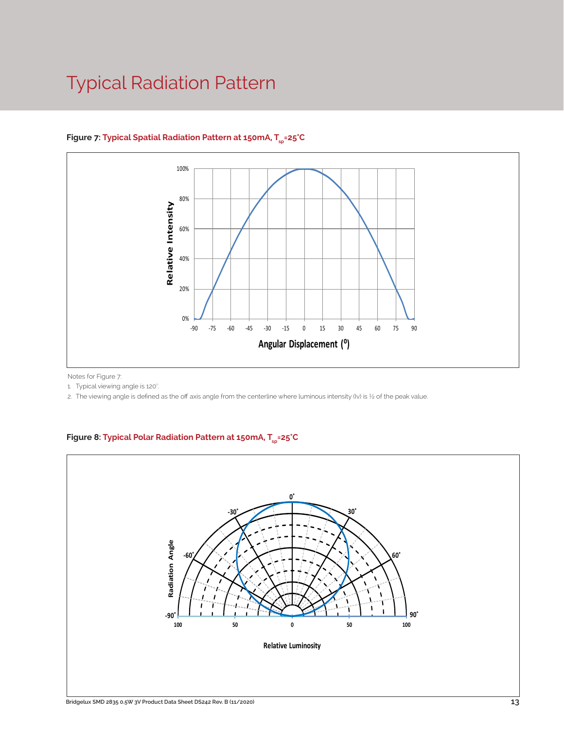# Typical Radiation Pattern

**Figure 7: Typical Spatial Radiation Pattern at 150mA, $T_{sp}$=25°C**

Notes for Figure 7:

1. Typical viewing angle is 120°.
2. The viewing angle is defined as the off axis angle from the centerline where luminous intensity (Iv) is ½ of the peak value.

**Figure 8: Typical Polar Radiation Pattern at 150mA, $T_{sp}$=25°C**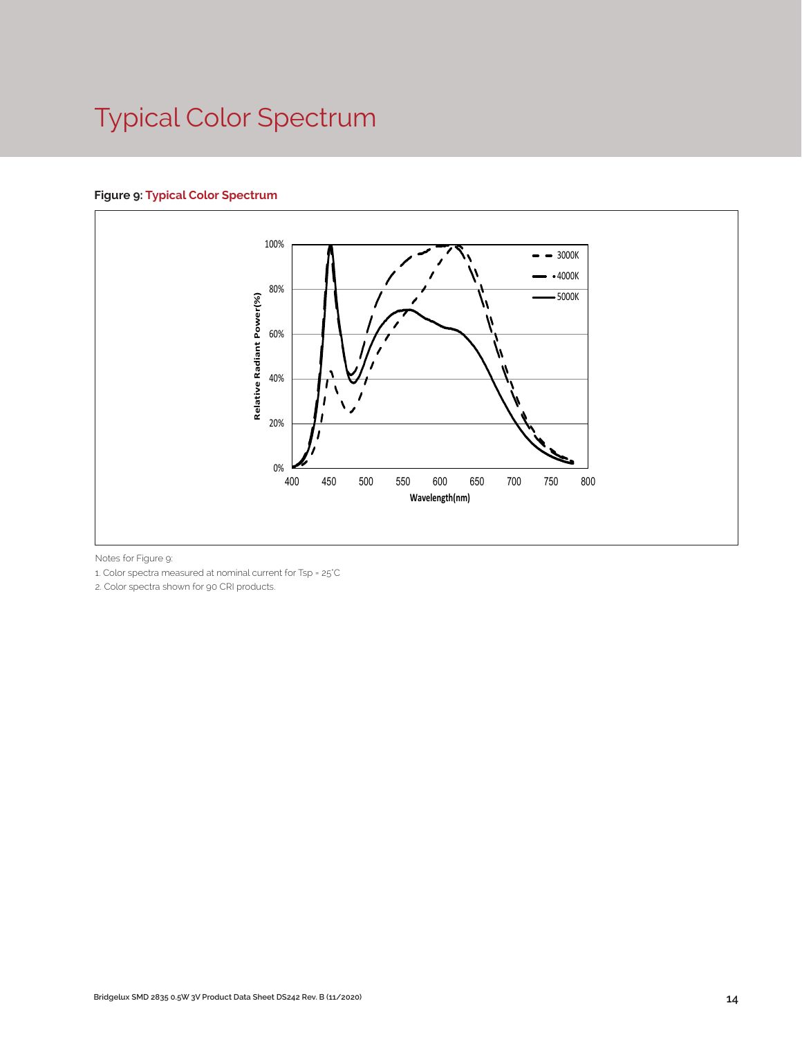# Typical Color Spectrum

**Figure 9: Typical Color Spectrum**

Notes for Figure 9:

1. Color spectra measured at nominal current for Tsp = 25°C
2. Color spectra shown for 90 CRI products.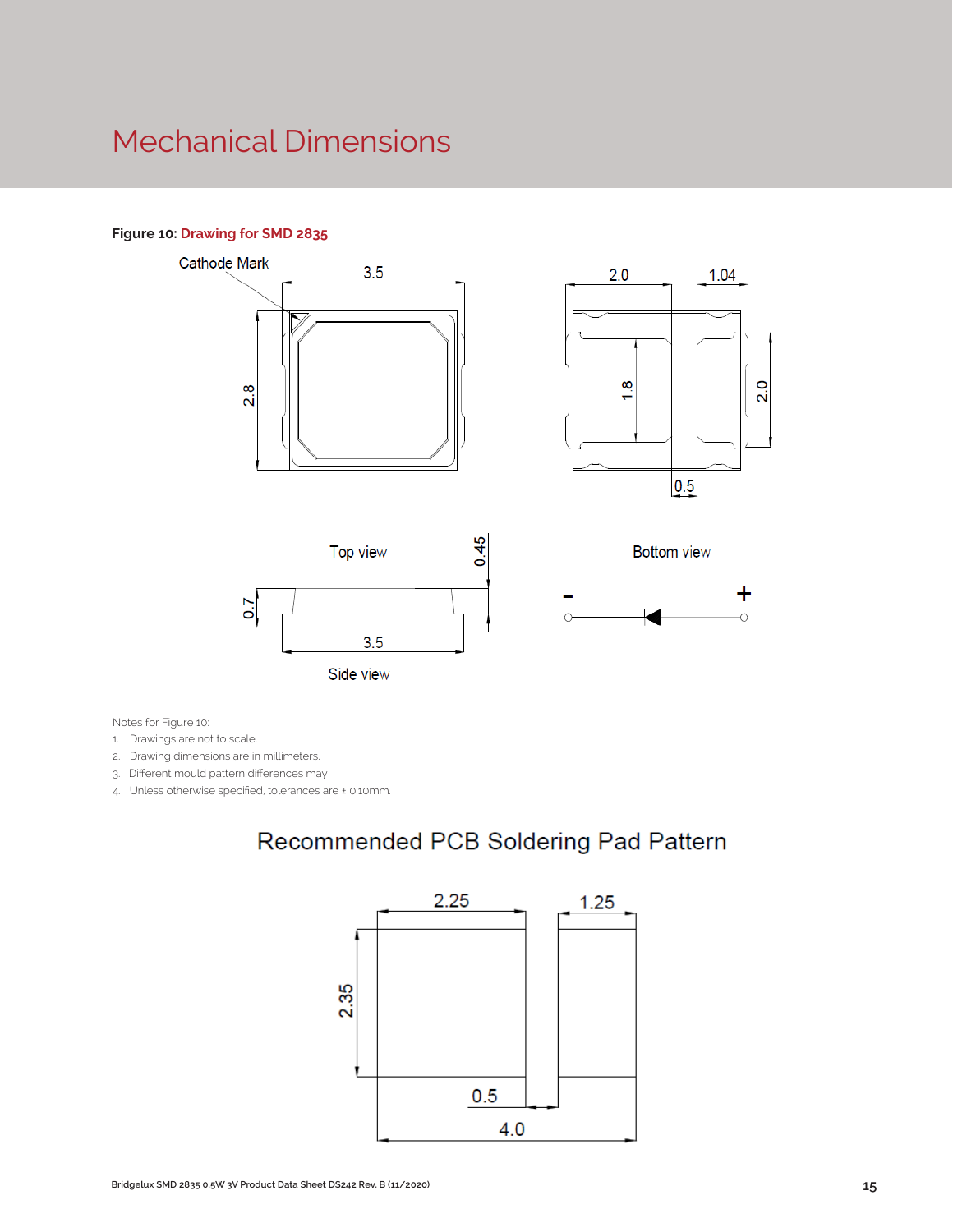# Mechanical Dimensions

**Figure 10:** Drawing for SMD 2835

Notes for Figure 10:

1. Drawings are not to scale.
2. Drawing dimensions are in millimeters.
3. Different mould pattern differences may
4. Unless otherwise specified, tolerances are ± 0.10mm.

## Recommended PCB Soldering Pad Pattern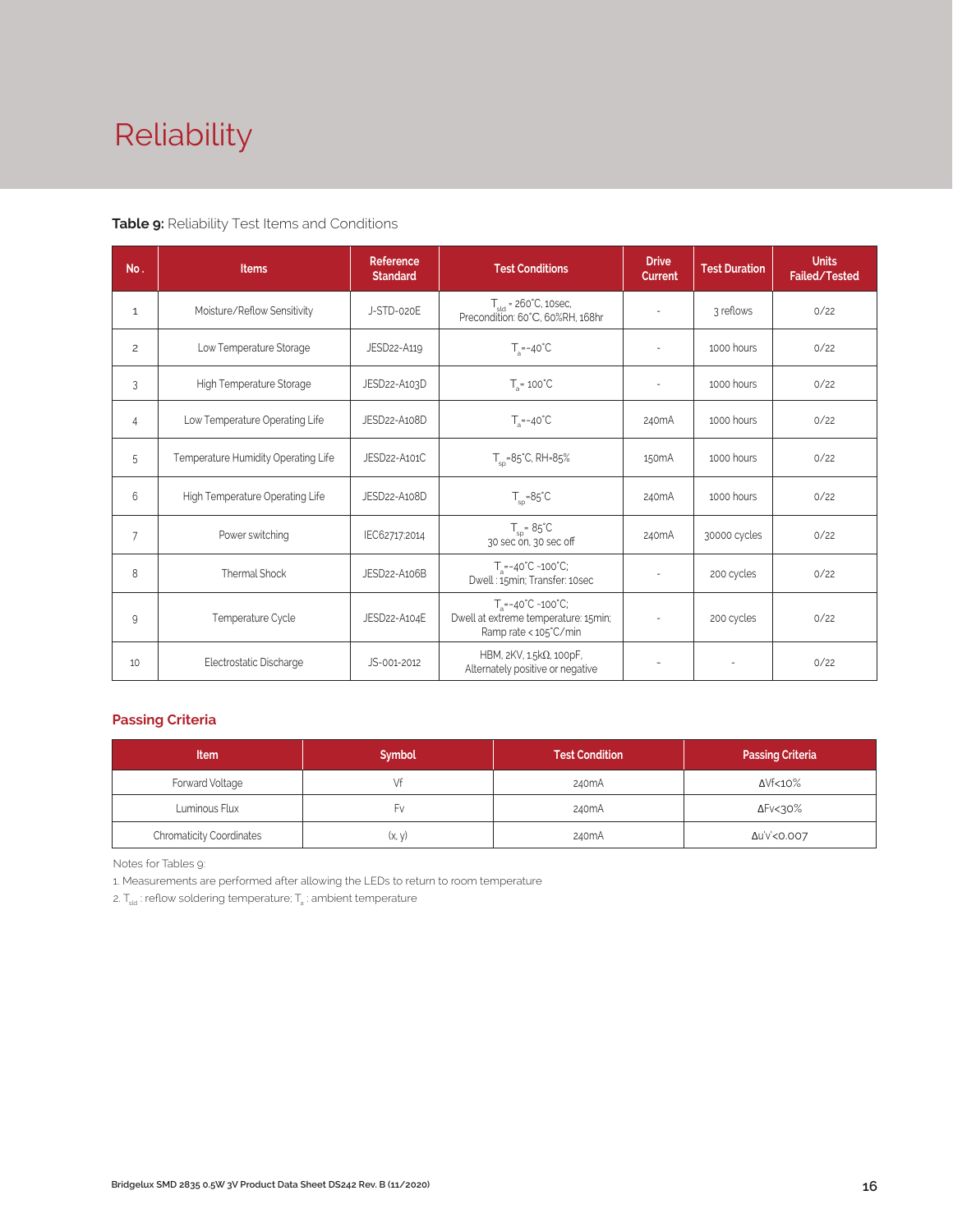# Reliability

**Table 9:** Reliability Test Items and Conditions

| No. | Items | Reference Standard | Test Conditions | Drive Current | Test Duration | Units Failed/Tested |
|---|---|---|---|---|---|---|
| 1 | Moisture/Reflow Sensitivity | J-STD-020E | $T_{sld}$ = 260°C, 10sec, Precondition: 60°C, 60%RH, 168hr | - | 3 reflows | 0/22 |
| 2 | Low Temperature Storage | JESD22-A119 | $T_a$=-40°C | - | 1000 hours | 0/22 |
| 3 | High Temperature Storage | JESD22-A103D | $T_a$= 100°C | - | 1000 hours | 0/22 |
| 4 | Low Temperature Operating Life | JESD22-A108D | $T_a$=-40°C | 240mA | 1000 hours | 0/22 |
| 5 | Temperature Humidity Operating Life | JESD22-A101C | $T_{sp}$=85°C, RH=85% | 150mA | 1000 hours | 0/22 |
| 6 | High Temperature Operating Life | JESD22-A108D | $T_{sp}$=85°C | 240mA | 1000 hours | 0/22 |
| 7 | Power switching | IEC62717:2014 | $T_{sp}$= 85°C 30 sec on, 30 sec off | 240mA | 30000 cycles | 0/22 |
| 8 | Thermal Shock | JESD22-A106B | $T_a$=-40°C ~100°C; Dwell : 15min; Transfer: 10sec | - | 200 cycles | 0/22 |
| 9 | Temperature Cycle | JESD22-A104E | $T_a$=-40°C ~100°C; Dwell at extreme temperature: 15min; Ramp rate < 105°C/min | - | 200 cycles | 0/22 |
| 10 | Electrostatic Discharge | JS-001-2012 | HBM, 2KV, 1.5kΩ, 100pF, Alternately positive or negative | - | - | 0/22 |

## Passing Criteria

| Item | Symbol | Test Condition | Passing Criteria |
|---|---|---|---|
| Forward Voltage | Vf | 240mA | ΔVf<10% |
| Luminous Flux | Fv | 240mA | ΔFv<30% |
| Chromaticity Coordinates | (x, y) | 240mA | Δu'v'<0.007 |

Notes for Tables 9:

1. Measurements are performed after allowing the LEDs to return to room temperature
2. $T_{sld}$ : reflow soldering temperature; $T_a$ : ambient temperature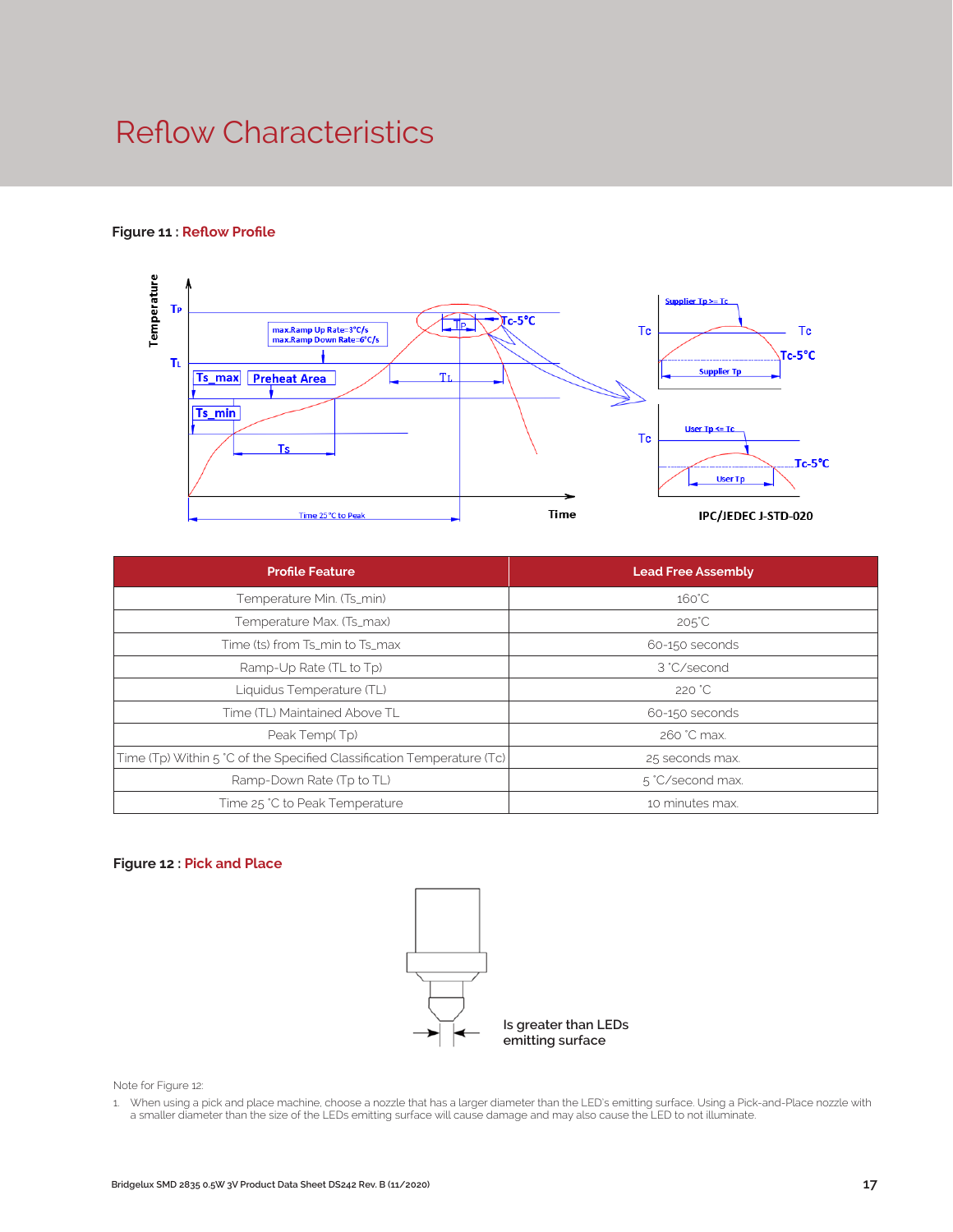# Reflow Characteristics

**Figure 11 : Reflow Profile**

| Profile Feature | Lead Free Assembly |
|---|---|
| Temperature Min. (Ts_min) | 160˚C |
| Temperature Max. (Ts_max) | 205˚C |
| Time (ts) from Ts_min to Ts_max | 60-150 seconds |
| Ramp-Up Rate (TL to Tp) | 3 ˚C/second |
| Liquidus Temperature (TL) | 220 ˚C |
| Time (TL) Maintained Above TL | 60-150 seconds |
| Peak Temp( Tp) | 260 ˚C max. |
| Time (Tp) Within 5 ˚C of the Specified Classification Temperature (Tc) | 25 seconds max. |
| Ramp-Down Rate (Tp to TL) | 5 ˚C/second max. |
| Time 25 ˚C to Peak Temperature | 10 minutes max. |

**Figure 12 : Pick and Place**

Note for Figure 12:

1. When using a pick and place machine, choose a nozzle that has a larger diameter than the LED's emitting surface. Using a Pick-and-Place nozzle with a smaller diameter than the size of the LEDs emitting surface will cause damage and may also cause the LED to not illuminate.

Bridgelux SMD 2835 0.5W 3V Product Data Sheet DS242 Rev. B (11/2020)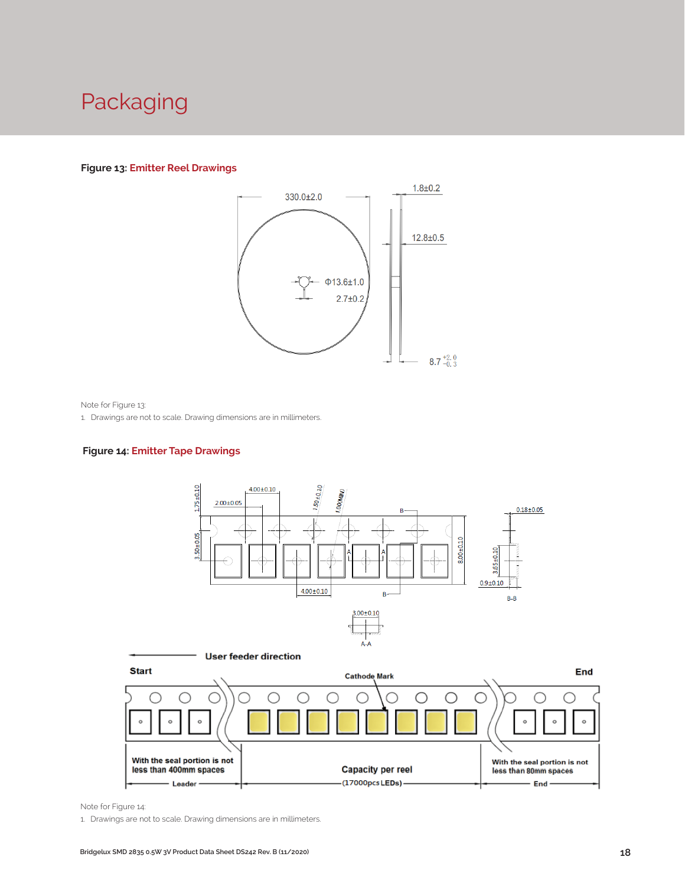# Packaging

**Figure 13:** Emitter Reel Drawings

Note for Figure 13:

1. Drawings are not to scale. Drawing dimensions are in millimeters.

**Figure 14:** Emitter Tape Drawings

Note for Figure 14:

1. Drawings are not to scale. Drawing dimensions are in millimeters.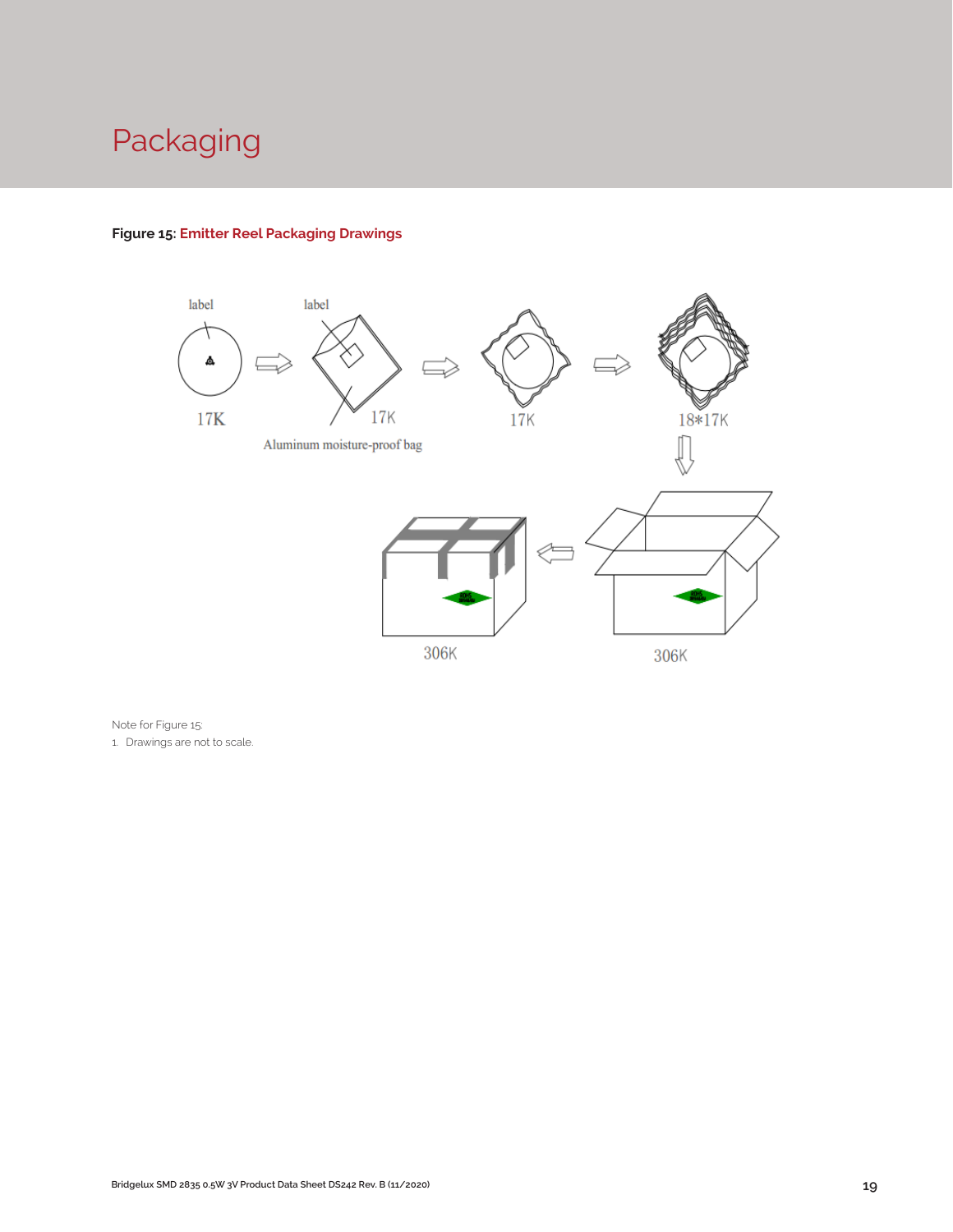# Packaging

**Figure 15: Emitter Reel Packaging Drawings**

label

label

17K

17K

Aluminum moisture-proof bag

17K

18*17K

306K

306K

Note for Figure 15:

1. Drawings are not to scale.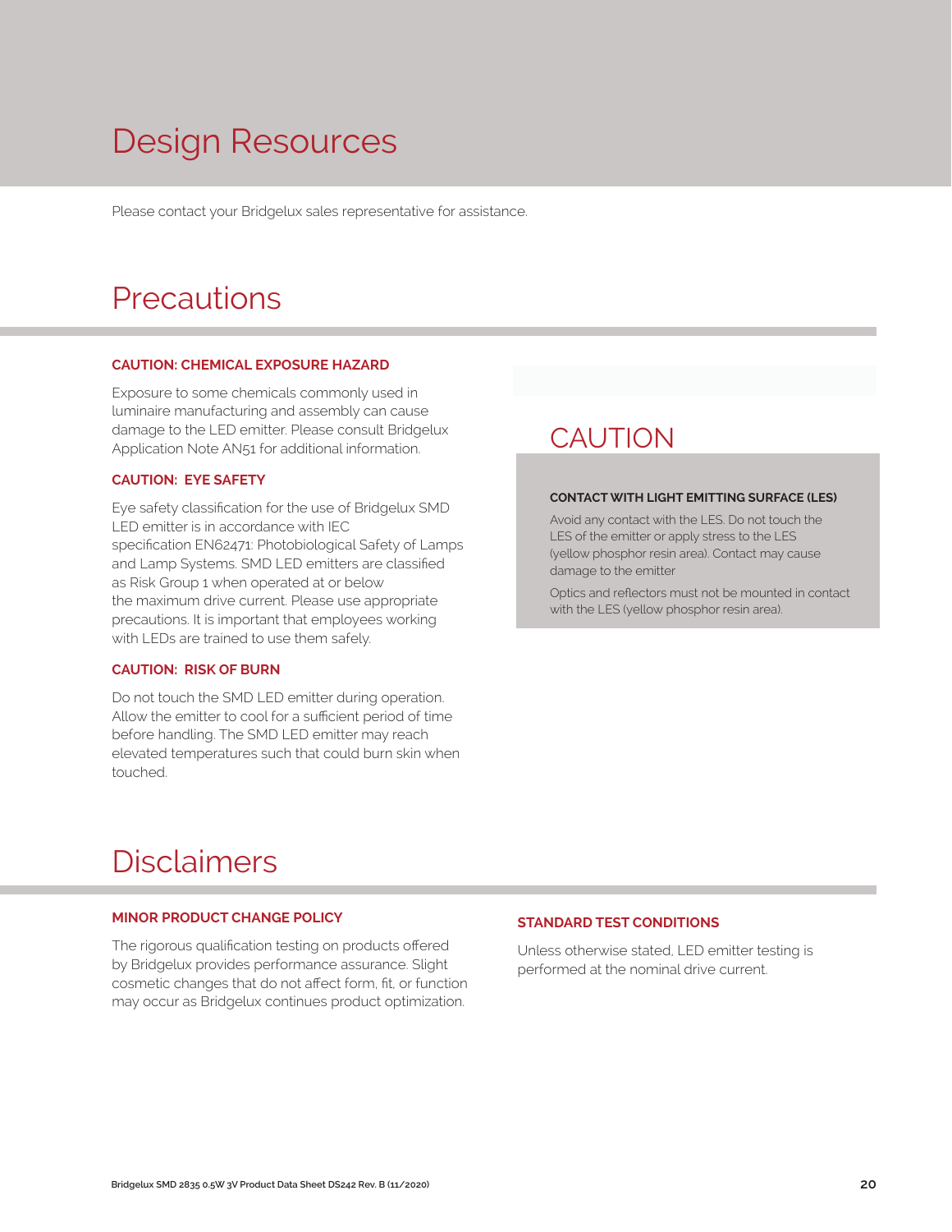# Design Resources

Please contact your Bridgelux sales representative for assistance.

# Precautions

**CAUTION: CHEMICAL EXPOSURE HAZARD**

Exposure to some chemicals commonly used in luminaire manufacturing and assembly can cause damage to the LED emitter. Please consult Bridgelux Application Note AN51 for additional information.

**CAUTION: EYE SAFETY**

Eye safety classification for the use of Bridgelux SMD LED emitter is in accordance with IEC specification EN62471: Photobiological Safety of Lamps and Lamp Systems. SMD LED emitters are classified as Risk Group 1 when operated at or below the maximum drive current. Please use appropriate precautions. It is important that employees working with LEDs are trained to use them safely.

**CAUTION: RISK OF BURN**

Do not touch the SMD LED emitter during operation. Allow the emitter to cool for a sufficient period of time before handling. The SMD LED emitter may reach elevated temperatures such that could burn skin when touched.

## CAUTION

**CONTACT WITH LIGHT EMITTING SURFACE (LES)**

Avoid any contact with the LES. Do not touch the LES of the emitter or apply stress to the LES (yellow phosphor resin area). Contact may cause damage to the emitter

Optics and reflectors must not be mounted in contact with the LES (yellow phosphor resin area).

# Disclaimers

**MINOR PRODUCT CHANGE POLICY**

The rigorous qualification testing on products offered by Bridgelux provides performance assurance. Slight cosmetic changes that do not affect form, fit, or function may occur as Bridgelux continues product optimization.

**STANDARD TEST CONDITIONS**

Unless otherwise stated, LED emitter testing is performed at the nominal drive current.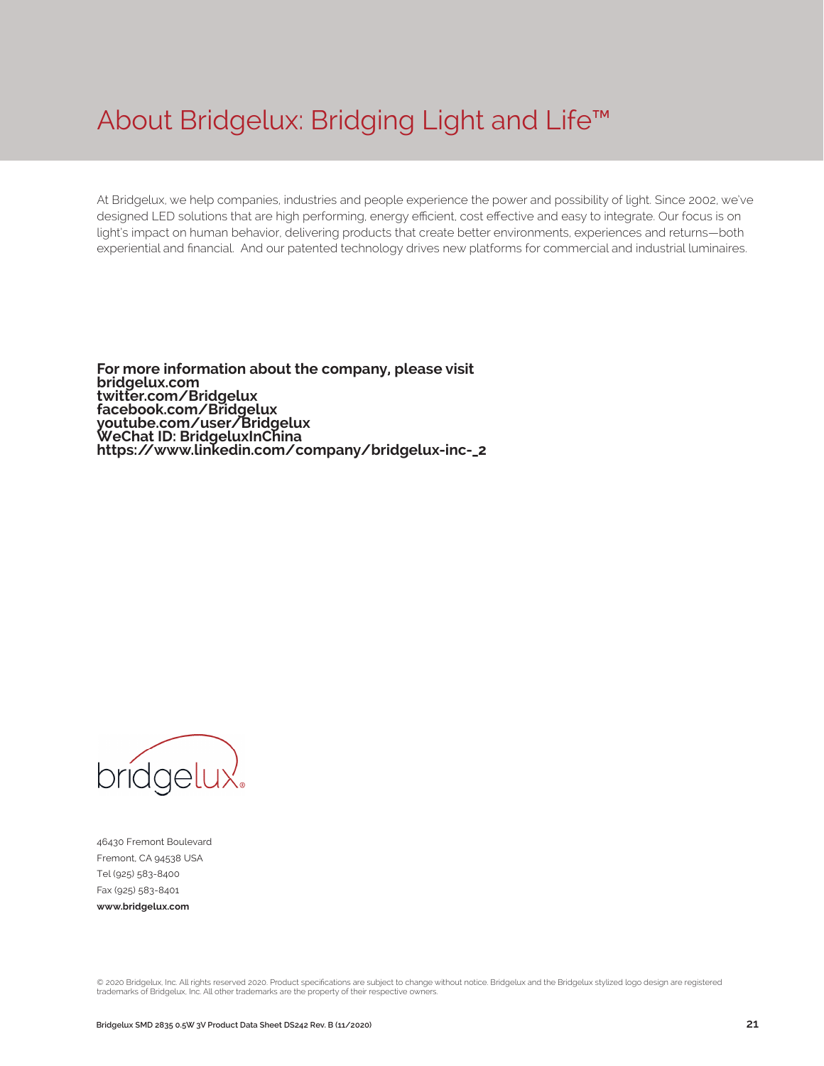# About Bridgelux: Bridging Light and Life™

At Bridgelux, we help companies, industries and people experience the power and possibility of light. Since 2002, we've designed LED solutions that are high performing, energy efficient, cost effective and easy to integrate. Our focus is on light's impact on human behavior, delivering products that create better environments, experiences and returns—both experiential and financial. And our patented technology drives new platforms for commercial and industrial luminaires.

**For more information about the company, please visit**
**bridgelux.com**
**twitter.com/Bridgelux**
**facebook.com/Bridgelux**
**youtube.com/user/Bridgelux**
**WeChat ID: BridgeluxInChina**
**https://www.linkedin.com/company/bridgelux-inc-_2**

bridgelux®

46430 Fremont Boulevard
Fremont, CA 94538 USA
Tel (925) 583-8400
Fax (925) 583-8401
**www.bridgelux.com**

© 2020 Bridgelux, Inc. All rights reserved 2020. Product specifications are subject to change without notice. Bridgelux and the Bridgelux stylized logo design are registered trademarks of Bridgelux, Inc. All other trademarks are the property of their respective owners.